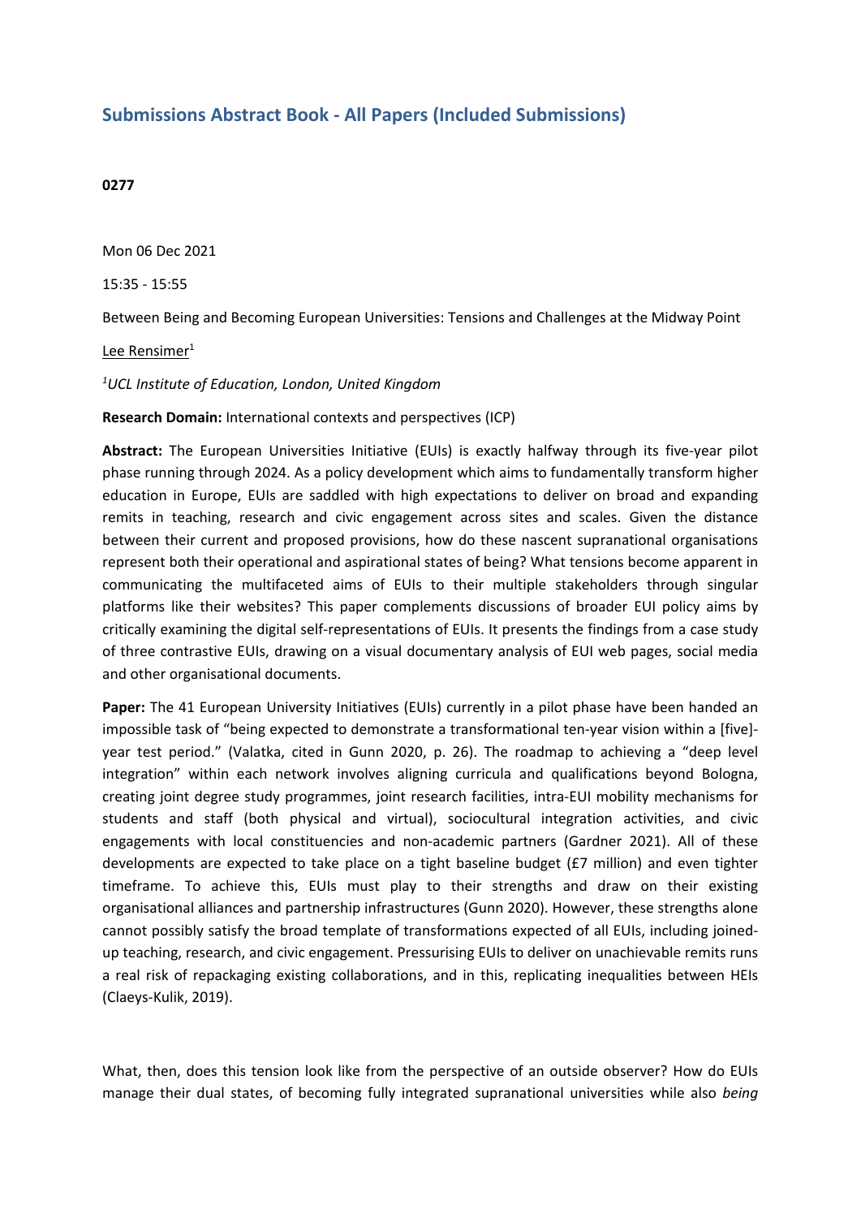## Submissions Abstract Book - All Papers (Included Submissions)

**0277**

Mon 06 Dec 2021

15:35 - 15:55

Between Being and Becoming European Universities: Tensions and Challenges at the Midway Point

Lee Rensimer[1]

*[1]UCL Institute of Education, London, United Kingdom*

**Research Domain:** International contexts and perspectives (ICP)

**Abstract:** The European Universities Initiative (EUIs) is exactly halfway through its five-year pilot phase running through 2024. As a policy development which aims to fundamentally transform higher education in Europe, EUIs are saddled with high expectations to deliver on broad and expanding remits in teaching, research and civic engagement across sites and scales. Given the distance between their current and proposed provisions, how do these nascent supranational organisations represent both their operational and aspirational states of being? What tensions become apparent in communicating the multifaceted aims of EUIs to their multiple stakeholders through singular platforms like their websites? This paper complements discussions of broader EUI policy aims by critically examining the digital self-representations of EUIs. It presents the findings from a case study of three contrastive EUIs, drawing on a visual documentary analysis of EUI web pages, social media and other organisational documents.

**Paper:** The 41 European University Initiatives (EUIs) currently in a pilot phase have been handed an impossible task of "being expected to demonstrate a transformational ten-year vision within a [five]-year test period." (Valatka, cited in Gunn 2020, p. 26). The roadmap to achieving a "deep level integration" within each network involves aligning curricula and qualifications beyond Bologna, creating joint degree study programmes, joint research facilities, intra-EUI mobility mechanisms for students and staff (both physical and virtual), sociocultural integration activities, and civic engagements with local constituencies and non-academic partners (Gardner 2021). All of these developments are expected to take place on a tight baseline budget (£7 million) and even tighter timeframe. To achieve this, EUIs must play to their strengths and draw on their existing organisational alliances and partnership infrastructures (Gunn 2020). However, these strengths alone cannot possibly satisfy the broad template of transformations expected of all EUIs, including joined-up teaching, research, and civic engagement. Pressurising EUIs to deliver on unachievable remits runs a real risk of repackaging existing collaborations, and in this, replicating inequalities between HEIs (Claeys-Kulik, 2019).

What, then, does this tension look like from the perspective of an outside observer? How do EUIs manage their dual states, of becoming fully integrated supranational universities while also *being*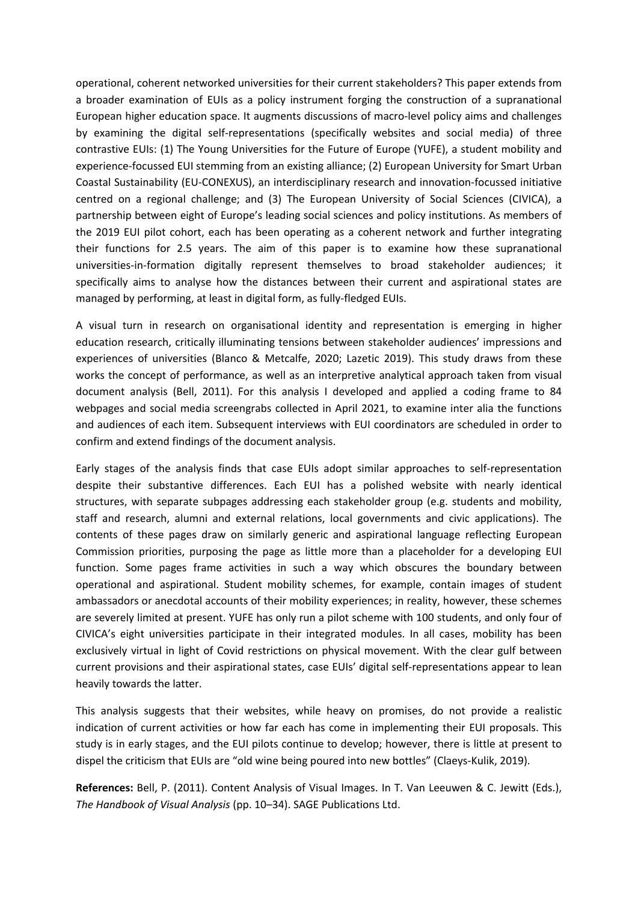operational, coherent networked universities for their current stakeholders? This paper extends from a broader examination of EUIs as a policy instrument forging the construction of a supranational European higher education space. It augments discussions of macro-level policy aims and challenges by examining the digital self-representations (specifically websites and social media) of three contrastive EUIs: (1) The Young Universities for the Future of Europe (YUFE), a student mobility and experience-focussed EUI stemming from an existing alliance; (2) European University for Smart Urban Coastal Sustainability (EU-CONEXUS), an interdisciplinary research and innovation-focussed initiative centred on a regional challenge; and (3) The European University of Social Sciences (CIVICA), a partnership between eight of Europe's leading social sciences and policy institutions. As members of the 2019 EUI pilot cohort, each has been operating as a coherent network and further integrating their functions for 2.5 years. The aim of this paper is to examine how these supranational universities-in-formation digitally represent themselves to broad stakeholder audiences; it specifically aims to analyse how the distances between their current and aspirational states are managed by performing, at least in digital form, as fully-fledged EUIs.

A visual turn in research on organisational identity and representation is emerging in higher education research, critically illuminating tensions between stakeholder audiences' impressions and experiences of universities (Blanco & Metcalfe, 2020; Lazetic 2019). This study draws from these works the concept of performance, as well as an interpretive analytical approach taken from visual document analysis (Bell, 2011). For this analysis I developed and applied a coding frame to 84 webpages and social media screengrabs collected in April 2021, to examine inter alia the functions and audiences of each item. Subsequent interviews with EUI coordinators are scheduled in order to confirm and extend findings of the document analysis.

Early stages of the analysis finds that case EUIs adopt similar approaches to self-representation despite their substantive differences. Each EUI has a polished website with nearly identical structures, with separate subpages addressing each stakeholder group (e.g. students and mobility, staff and research, alumni and external relations, local governments and civic applications). The contents of these pages draw on similarly generic and aspirational language reflecting European Commission priorities, purposing the page as little more than a placeholder for a developing EUI function. Some pages frame activities in such a way which obscures the boundary between operational and aspirational. Student mobility schemes, for example, contain images of student ambassadors or anecdotal accounts of their mobility experiences; in reality, however, these schemes are severely limited at present. YUFE has only run a pilot scheme with 100 students, and only four of CIVICA's eight universities participate in their integrated modules. In all cases, mobility has been exclusively virtual in light of Covid restrictions on physical movement. With the clear gulf between current provisions and their aspirational states, case EUIs' digital self-representations appear to lean heavily towards the latter.

This analysis suggests that their websites, while heavy on promises, do not provide a realistic indication of current activities or how far each has come in implementing their EUI proposals. This study is in early stages, and the EUI pilots continue to develop; however, there is little at present to dispel the criticism that EUIs are "old wine being poured into new bottles" (Claeys-Kulik, 2019).

**References:** Bell, P. (2011). Content Analysis of Visual Images. In T. Van Leeuwen & C. Jewitt (Eds.), *The Handbook of Visual Analysis* (pp. 10–34). SAGE Publications Ltd.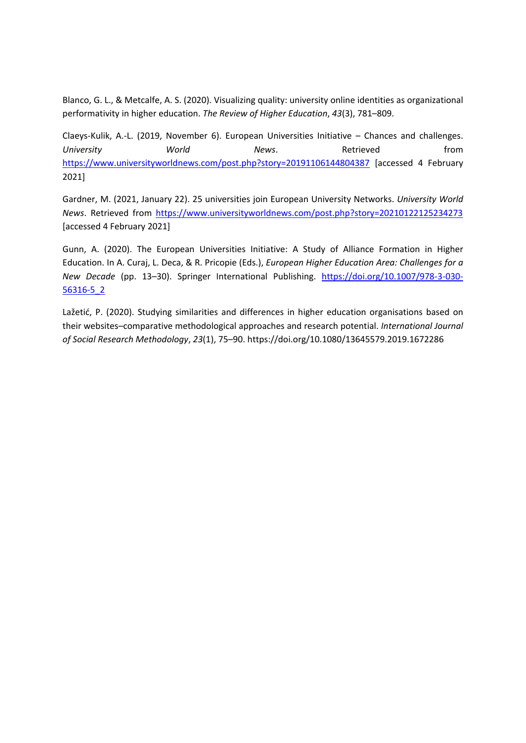Blanco, G. L., & Metcalfe, A. S. (2020). Visualizing quality: university online identities as organizational performativity in higher education. *The Review of Higher Education*, *43*(3), 781–809.

Claeys-Kulik, A.-L. (2019, November 6). European Universities Initiative – Chances and challenges. *University World News*. Retrieved from https://www.universityworldnews.com/post.php?story=20191106144804387 [accessed 4 February 2021]

Gardner, M. (2021, January 22). 25 universities join European University Networks. *University World News*. Retrieved from https://www.universityworldnews.com/post.php?story=20210122125234273 [accessed 4 February 2021]

Gunn, A. (2020). The European Universities Initiative: A Study of Alliance Formation in Higher Education. In A. Curaj, L. Deca, & R. Pricopie (Eds.), *European Higher Education Area: Challenges for a New Decade* (pp. 13–30). Springer International Publishing. https://doi.org/10.1007/978-3-030-56316-5_2

Lažetić, P. (2020). Studying similarities and differences in higher education organisations based on their websites–comparative methodological approaches and research potential. *International Journal of Social Research Methodology*, *23*(1), 75–90. https://doi.org/10.1080/13645579.2019.1672286